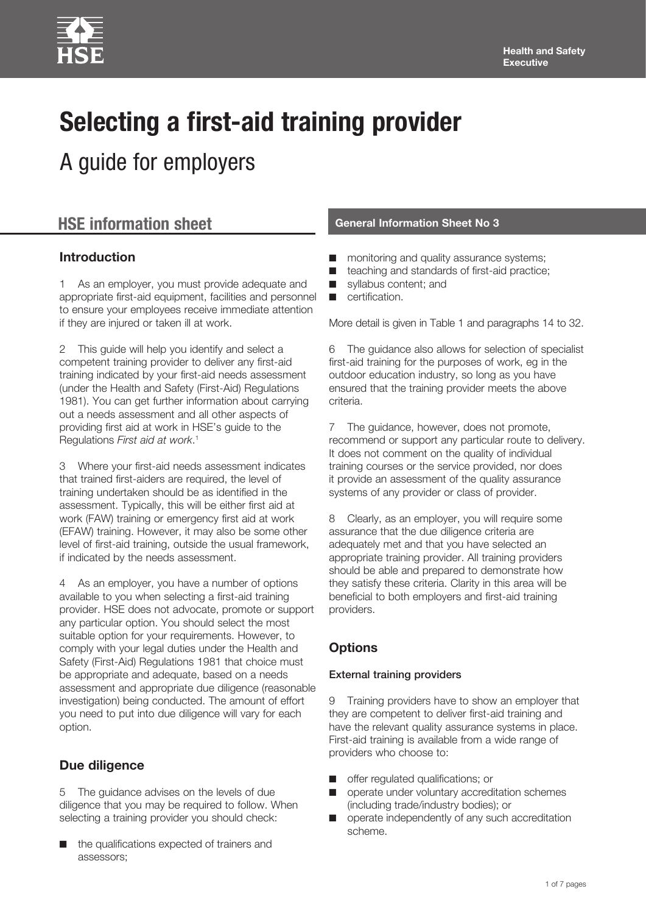Health and Safety Executive

# Selecting a first-aid training provider

## A guide for employers

**HSE information sheet**

**General Information Sheet No 3**

### Introduction

1 As an employer, you must provide adequate and appropriate first-aid equipment, facilities and personnel to ensure your employees receive immediate attention if they are injured or taken ill at work.

2 This guide will help you identify and select a competent training provider to deliver any first-aid training indicated by your first-aid needs assessment (under the Health and Safety (First-Aid) Regulations 1981). You can get further information about carrying out a needs assessment and all other aspects of providing first aid at work in HSE's guide to the Regulations *First aid at work*.[1]

3 Where your first-aid needs assessment indicates that trained first-aiders are required, the level of training undertaken should be as identified in the assessment. Typically, this will be either first aid at work (FAW) training or emergency first aid at work (EFAW) training. However, it may also be some other level of first-aid training, outside the usual framework, if indicated by the needs assessment.

4 As an employer, you have a number of options available to you when selecting a first-aid training provider. HSE does not advocate, promote or support any particular option. You should select the most suitable option for your requirements. However, to comply with your legal duties under the Health and Safety (First-Aid) Regulations 1981 that choice must be appropriate and adequate, based on a needs assessment and appropriate due diligence (reasonable investigation) being conducted. The amount of effort you need to put into due diligence will vary for each option.

### Due diligence

5 The guidance advises on the levels of due diligence that you may be required to follow. When selecting a training provider you should check:

- the qualifications expected of trainers and assessors;
- monitoring and quality assurance systems;
- teaching and standards of first-aid practice;
- syllabus content; and
- certification.

More detail is given in Table 1 and paragraphs 14 to 32.

6 The guidance also allows for selection of specialist first-aid training for the purposes of work, eg in the outdoor education industry, so long as you have ensured that the training provider meets the above criteria.

7 The guidance, however, does not promote, recommend or support any particular route to delivery. It does not comment on the quality of individual training courses or the service provided, nor does it provide an assessment of the quality assurance systems of any provider or class of provider.

8 Clearly, as an employer, you will require some assurance that the due diligence criteria are adequately met and that you have selected an appropriate training provider. All training providers should be able and prepared to demonstrate how they satisfy these criteria. Clarity in this area will be beneficial to both employers and first-aid training providers.

### Options

#### External training providers

9 Training providers have to show an employer that they are competent to deliver first-aid training and have the relevant quality assurance systems in place. First-aid training is available from a wide range of providers who choose to:

- offer regulated qualifications; or
- operate under voluntary accreditation schemes (including trade/industry bodies); or
- operate independently of any such accreditation scheme.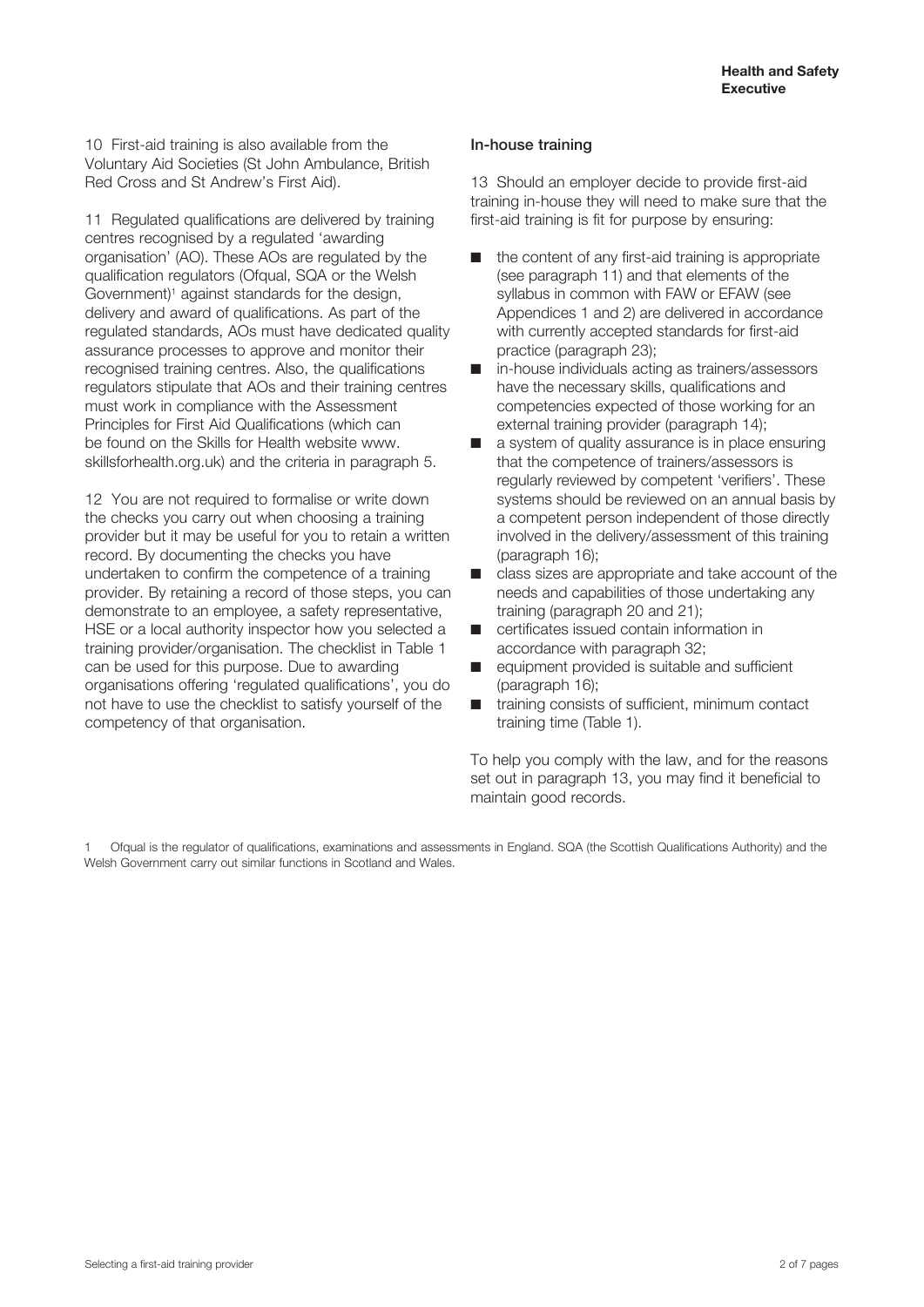10 First-aid training is also available from the Voluntary Aid Societies (St John Ambulance, British Red Cross and St Andrew's First Aid).

11 Regulated qualifications are delivered by training centres recognised by a regulated 'awarding organisation' (AO). These AOs are regulated by the qualification regulators (Ofqual, SQA or the Welsh Government)[1] against standards for the design, delivery and award of qualifications. As part of the regulated standards, AOs must have dedicated quality assurance processes to approve and monitor their recognised training centres. Also, the qualifications regulators stipulate that AOs and their training centres must work in compliance with the Assessment Principles for First Aid Qualifications (which can be found on the Skills for Health website www.skillsforhealth.org.uk) and the criteria in paragraph 5.

12 You are not required to formalise or write down the checks you carry out when choosing a training provider but it may be useful for you to retain a written record. By documenting the checks you have undertaken to confirm the competence of a training provider. By retaining a record of those steps, you can demonstrate to an employee, a safety representative, HSE or a local authority inspector how you selected a training provider/organisation. The checklist in Table 1 can be used for this purpose. Due to awarding organisations offering 'regulated qualifications', you do not have to use the checklist to satisfy yourself of the competency of that organisation.

### In-house training

13 Should an employer decide to provide first-aid training in-house they will need to make sure that the first-aid training is fit for purpose by ensuring:

- the content of any first-aid training is appropriate (see paragraph 11) and that elements of the syllabus in common with FAW or EFAW (see Appendices 1 and 2) are delivered in accordance with currently accepted standards for first-aid practice (paragraph 23);
- in-house individuals acting as trainers/assessors have the necessary skills, qualifications and competencies expected of those working for an external training provider (paragraph 14);
- a system of quality assurance is in place ensuring that the competence of trainers/assessors is regularly reviewed by competent 'verifiers'. These systems should be reviewed on an annual basis by a competent person independent of those directly involved in the delivery/assessment of this training (paragraph 16);
- class sizes are appropriate and take account of the needs and capabilities of those undertaking any training (paragraph 20 and 21);
- certificates issued contain information in accordance with paragraph 32;
- equipment provided is suitable and sufficient (paragraph 16);
- training consists of sufficient, minimum contact training time (Table 1).

To help you comply with the law, and for the reasons set out in paragraph 13, you may find it beneficial to maintain good records.

1 Ofqual is the regulator of qualifications, examinations and assessments in England. SQA (the Scottish Qualifications Authority) and the Welsh Government carry out similar functions in Scotland and Wales.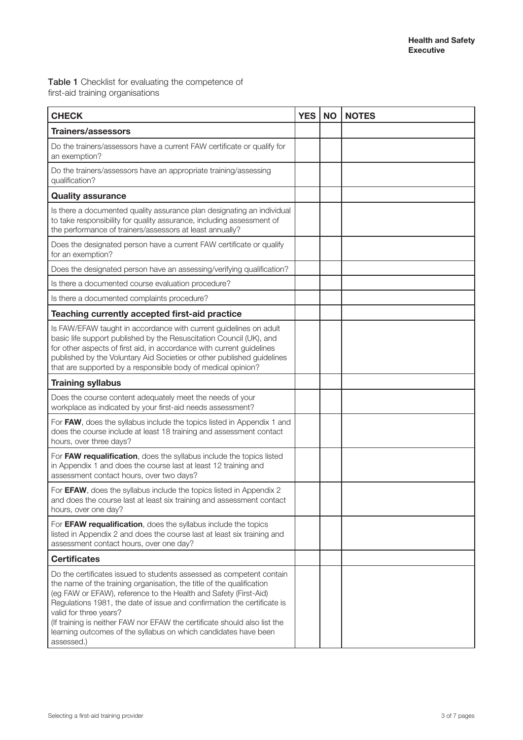**Table 1** Checklist for evaluating the competence of first-aid training organisations

| CHECK | YES | NO | NOTES |
|---|---|---|---|
| **Trainers/assessors** | | | |
| Do the trainers/assessors have a current FAW certificate or qualify for an exemption? | | | |
| Do the trainers/assessors have an appropriate training/assessing qualification? | | | |
| **Quality assurance** | | | |
| Is there a documented quality assurance plan designating an individual to take responsibility for quality assurance, including assessment of the performance of trainers/assessors at least annually? | | | |
| Does the designated person have a current FAW certificate or qualify for an exemption? | | | |
| Does the designated person have an assessing/verifying qualification? | | | |
| Is there a documented course evaluation procedure? | | | |
| Is there a documented complaints procedure? | | | |
| **Teaching currently accepted first-aid practice** | | | |
| Is FAW/EFAW taught in accordance with current guidelines on adult basic life support published by the Resuscitation Council (UK), and for other aspects of first aid, in accordance with current guidelines published by the Voluntary Aid Societies or other published guidelines that are supported by a responsible body of medical opinion? | | | |
| **Training syllabus** | | | |
| Does the course content adequately meet the needs of your workplace as indicated by your first-aid needs assessment? | | | |
| For **FAW**, does the syllabus include the topics listed in Appendix 1 and does the course include at least 18 training and assessment contact hours, over three days? | | | |
| For **FAW requalification**, does the syllabus include the topics listed in Appendix 1 and does the course last at least 12 training and assessment contact hours, over two days? | | | |
| For **EFAW**, does the syllabus include the topics listed in Appendix 2 and does the course last at least six training and assessment contact hours, over one day? | | | |
| For **EFAW requalification**, does the syllabus include the topics listed in Appendix 2 and does the course last at least six training and assessment contact hours, over one day? | | | |
| **Certificates** | | | |
| Do the certificates issued to students assessed as competent contain the name of the training organisation, the title of the qualification (eg FAW or EFAW), reference to the Health and Safety (First-Aid) Regulations 1981, the date of issue and confirmation the certificate is valid for three years? (If training is neither FAW nor EFAW the certificate should also list the learning outcomes of the syllabus on which candidates have been assessed.) | | | |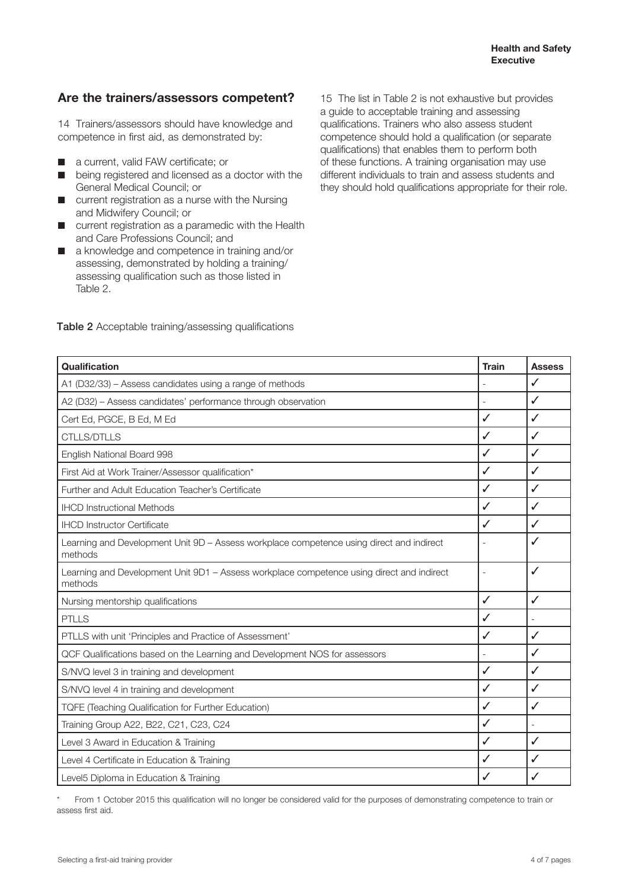## Are the trainers/assessors competent?

14 Trainers/assessors should have knowledge and competence in first aid, as demonstrated by:

- a current, valid FAW certificate; or
- being registered and licensed as a doctor with the General Medical Council; or
- current registration as a nurse with the Nursing and Midwifery Council; or
- current registration as a paramedic with the Health and Care Professions Council; and
- a knowledge and competence in training and/or assessing, demonstrated by holding a training/assessing qualification such as those listed in Table 2.

15 The list in Table 2 is not exhaustive but provides a guide to acceptable training and assessing qualifications. Trainers who also assess student competence should hold a qualification (or separate qualifications) that enables them to perform both of these functions. A training organisation may use different individuals to train and assess students and they should hold qualifications appropriate for their role.

**Table 2** Acceptable training/assessing qualifications

| Qualification | Train | Assess |
|---|---|---|
| A1 (D32/33) – Assess candidates using a range of methods | - | ✓ |
| A2 (D32) – Assess candidates' performance through observation | - | ✓ |
| Cert Ed, PGCE, B Ed, M Ed | ✓ | ✓ |
| CTLLS/DTLLS | ✓ | ✓ |
| English National Board 998 | ✓ | ✓ |
| First Aid at Work Trainer/Assessor qualification* | ✓ | ✓ |
| Further and Adult Education Teacher's Certificate | ✓ | ✓ |
| IHCD Instructional Methods | ✓ | ✓ |
| IHCD Instructor Certificate | ✓ | ✓ |
| Learning and Development Unit 9D – Assess workplace competence using direct and indirect methods | - | ✓ |
| Learning and Development Unit 9D1 – Assess workplace competence using direct and indirect methods | - | ✓ |
| Nursing mentorship qualifications | ✓ | ✓ |
| PTLLS | ✓ | - |
| PTLLS with unit 'Principles and Practice of Assessment' | ✓ | ✓ |
| QCF Qualifications based on the Learning and Development NOS for assessors | - | ✓ |
| S/NVQ level 3 in training and development | ✓ | ✓ |
| S/NVQ level 4 in training and development | ✓ | ✓ |
| TQFE (Teaching Qualification for Further Education) | ✓ | ✓ |
| Training Group A22, B22, C21, C23, C24 | ✓ | - |
| Level 3 Award in Education & Training | ✓ | ✓ |
| Level 4 Certificate in Education & Training | ✓ | ✓ |
| Level5 Diploma in Education & Training | ✓ | ✓ |

\* From 1 October 2015 this qualification will no longer be considered valid for the purposes of demonstrating competence to train or assess first aid.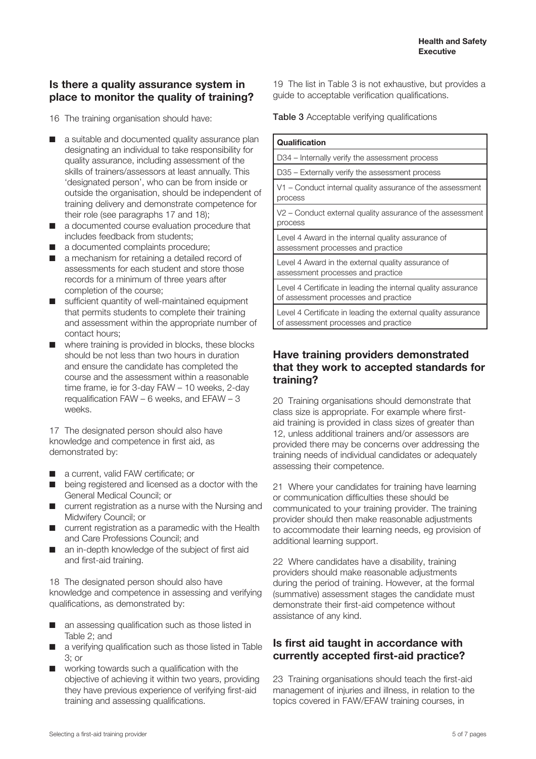## Is there a quality assurance system in place to monitor the quality of training?

16 The training organisation should have:

- a suitable and documented quality assurance plan designating an individual to take responsibility for quality assurance, including assessment of the skills of trainers/assessors at least annually. This 'designated person', who can be from inside or outside the organisation, should be independent of training delivery and demonstrate competence for their role (see paragraphs 17 and 18);
- a documented course evaluation procedure that includes feedback from students;
- a documented complaints procedure;
- a mechanism for retaining a detailed record of assessments for each student and store those records for a minimum of three years after completion of the course;
- sufficient quantity of well-maintained equipment that permits students to complete their training and assessment within the appropriate number of contact hours;
- where training is provided in blocks, these blocks should be not less than two hours in duration and ensure the candidate has completed the course and the assessment within a reasonable time frame, ie for 3-day FAW – 10 weeks, 2-day requalification FAW – 6 weeks, and EFAW – 3 weeks.

17 The designated person should also have knowledge and competence in first aid, as demonstrated by:

- a current, valid FAW certificate; or
- being registered and licensed as a doctor with the General Medical Council; or
- current registration as a nurse with the Nursing and Midwifery Council; or
- current registration as a paramedic with the Health and Care Professions Council; and
- an in-depth knowledge of the subject of first aid and first-aid training.

18 The designated person should also have knowledge and competence in assessing and verifying qualifications, as demonstrated by:

- an assessing qualification such as those listed in Table 2; and
- a verifying qualification such as those listed in Table 3; or
- working towards such a qualification with the objective of achieving it within two years, providing they have previous experience of verifying first-aid training and assessing qualifications.

19 The list in Table 3 is not exhaustive, but provides a guide to acceptable verification qualifications.

**Table 3** Acceptable verifying qualifications

| Qualification |
|---|
| D34 – Internally verify the assessment process |
| D35 – Externally verify the assessment process |
| V1 – Conduct internal quality assurance of the assessment process |
| V2 – Conduct external quality assurance of the assessment process |
| Level 4 Award in the internal quality assurance of assessment processes and practice |
| Level 4 Award in the external quality assurance of assessment processes and practice |
| Level 4 Certificate in leading the internal quality assurance of assessment processes and practice |
| Level 4 Certificate in leading the external quality assurance of assessment processes and practice |

## Have training providers demonstrated that they work to accepted standards for training?

20 Training organisations should demonstrate that class size is appropriate. For example where first-aid training is provided in class sizes of greater than 12, unless additional trainers and/or assessors are provided there may be concerns over addressing the training needs of individual candidates or adequately assessing their competence.

21 Where your candidates for training have learning or communication difficulties these should be communicated to your training provider. The training provider should then make reasonable adjustments to accommodate their learning needs, eg provision of additional learning support.

22 Where candidates have a disability, training providers should make reasonable adjustments during the period of training. However, at the formal (summative) assessment stages the candidate must demonstrate their first-aid competence without assistance of any kind.

## Is first aid taught in accordance with currently accepted first-aid practice?

23 Training organisations should teach the first-aid management of injuries and illness, in relation to the topics covered in FAW/EFAW training courses, in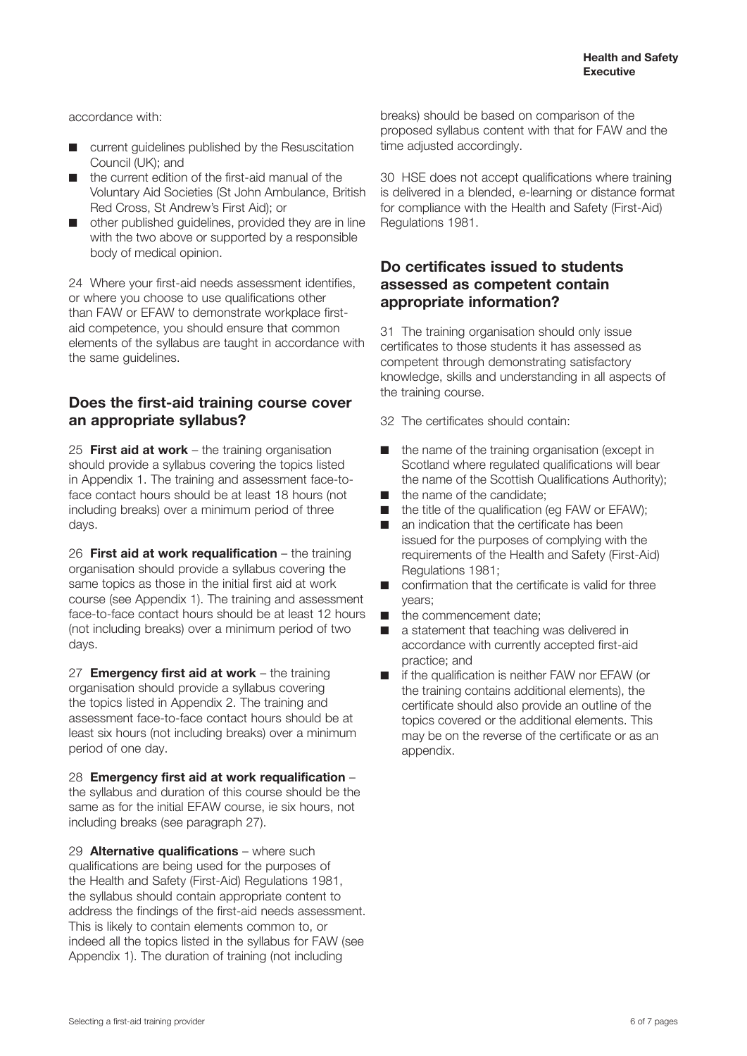accordance with:

- current guidelines published by the Resuscitation Council (UK); and
- the current edition of the first-aid manual of the Voluntary Aid Societies (St John Ambulance, British Red Cross, St Andrew's First Aid); or
- other published guidelines, provided they are in line with the two above or supported by a responsible body of medical opinion.

24 Where your first-aid needs assessment identifies, or where you choose to use qualifications other than FAW or EFAW to demonstrate workplace first-aid competence, you should ensure that common elements of the syllabus are taught in accordance with the same guidelines.

## Does the first-aid training course cover an appropriate syllabus?

25 **First aid at work** – the training organisation should provide a syllabus covering the topics listed in Appendix 1. The training and assessment face-to-face contact hours should be at least 18 hours (not including breaks) over a minimum period of three days.

26 **First aid at work requalification** – the training organisation should provide a syllabus covering the same topics as those in the initial first aid at work course (see Appendix 1). The training and assessment face-to-face contact hours should be at least 12 hours (not including breaks) over a minimum period of two days.

27 **Emergency first aid at work** – the training organisation should provide a syllabus covering the topics listed in Appendix 2. The training and assessment face-to-face contact hours should be at least six hours (not including breaks) over a minimum period of one day.

28 **Emergency first aid at work requalification** – the syllabus and duration of this course should be the same as for the initial EFAW course, ie six hours, not including breaks (see paragraph 27).

29 **Alternative qualifications** – where such qualifications are being used for the purposes of the Health and Safety (First-Aid) Regulations 1981, the syllabus should contain appropriate content to address the findings of the first-aid needs assessment. This is likely to contain elements common to, or indeed all the topics listed in the syllabus for FAW (see Appendix 1). The duration of training (not including breaks) should be based on comparison of the proposed syllabus content with that for FAW and the time adjusted accordingly.

30 HSE does not accept qualifications where training is delivered in a blended, e-learning or distance format for compliance with the Health and Safety (First-Aid) Regulations 1981.

## Do certificates issued to students assessed as competent contain appropriate information?

31 The training organisation should only issue certificates to those students it has assessed as competent through demonstrating satisfactory knowledge, skills and understanding in all aspects of the training course.

32 The certificates should contain:

- the name of the training organisation (except in Scotland where regulated qualifications will bear the name of the Scottish Qualifications Authority);
- the name of the candidate;
- the title of the qualification (eg FAW or EFAW);
- an indication that the certificate has been issued for the purposes of complying with the requirements of the Health and Safety (First-Aid) Regulations 1981;
- confirmation that the certificate is valid for three years;
- the commencement date;
- a statement that teaching was delivered in accordance with currently accepted first-aid practice; and
- if the qualification is neither FAW nor EFAW (or the training contains additional elements), the certificate should also provide an outline of the topics covered or the additional elements. This may be on the reverse of the certificate or as an appendix.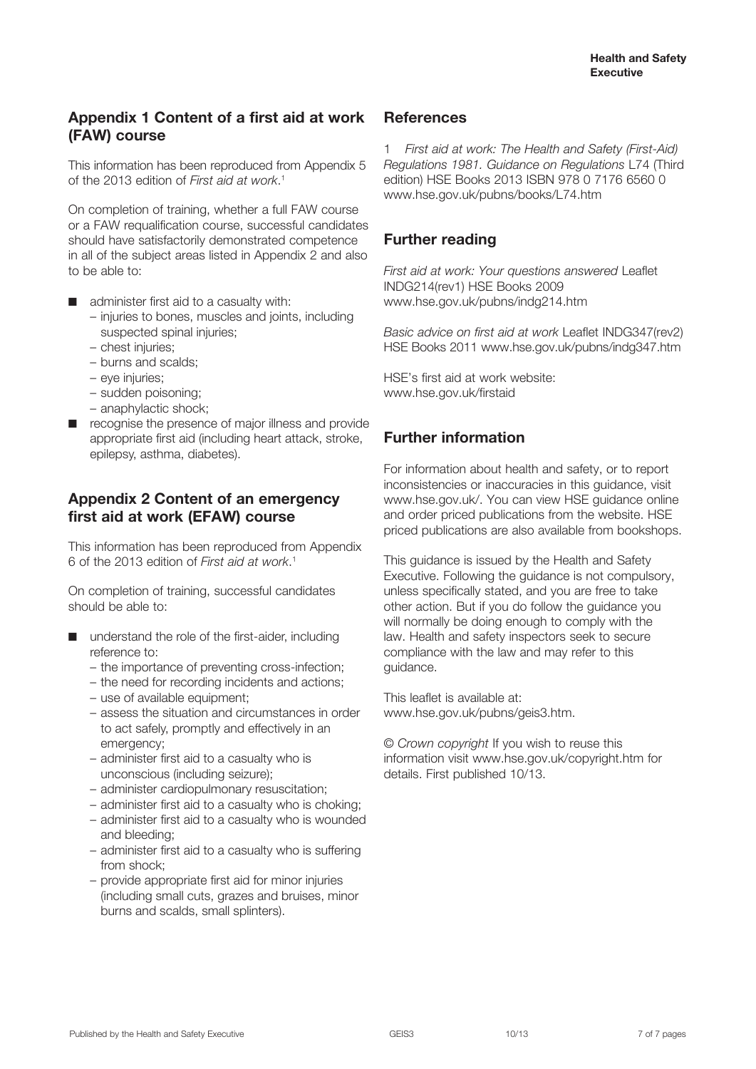## Appendix 1 Content of a first aid at work (FAW) course

This information has been reproduced from Appendix 5 of the 2013 edition of *First aid at work*.[1]

On completion of training, whether a full FAW course or a FAW requalification course, successful candidates should have satisfactorily demonstrated competence in all of the subject areas listed in Appendix 2 and also to be able to:

- administer first aid to a casualty with:
  - injuries to bones, muscles and joints, including suspected spinal injuries;
  - chest injuries;
  - burns and scalds;
  - eye injuries;
  - sudden poisoning;
  - anaphylactic shock;
- recognise the presence of major illness and provide appropriate first aid (including heart attack, stroke, epilepsy, asthma, diabetes).

## Appendix 2 Content of an emergency first aid at work (EFAW) course

This information has been reproduced from Appendix 6 of the 2013 edition of *First aid at work*.[1]

On completion of training, successful candidates should be able to:

- understand the role of the first-aider, including reference to:
  - the importance of preventing cross-infection;
  - the need for recording incidents and actions;
  - use of available equipment;
  - assess the situation and circumstances in order to act safely, promptly and effectively in an emergency;
  - administer first aid to a casualty who is unconscious (including seizure);
  - administer cardiopulmonary resuscitation;
  - administer first aid to a casualty who is choking;
  - administer first aid to a casualty who is wounded and bleeding;
  - administer first aid to a casualty who is suffering from shock;
  - provide appropriate first aid for minor injuries (including small cuts, grazes and bruises, minor burns and scalds, small splinters).

## References

1 *First aid at work: The Health and Safety (First-Aid) Regulations 1981. Guidance on Regulations* L74 (Third edition) HSE Books 2013 ISBN 978 0 7176 6560 0 www.hse.gov.uk/pubns/books/L74.htm

## Further reading

*First aid at work: Your questions answered* Leaflet INDG214(rev1) HSE Books 2009 www.hse.gov.uk/pubns/indg214.htm

*Basic advice on first aid at work* Leaflet INDG347(rev2) HSE Books 2011 www.hse.gov.uk/pubns/indg347.htm

HSE's first aid at work website: www.hse.gov.uk/firstaid

## Further information

For information about health and safety, or to report inconsistencies or inaccuracies in this guidance, visit www.hse.gov.uk/. You can view HSE guidance online and order priced publications from the website. HSE priced publications are also available from bookshops.

This guidance is issued by the Health and Safety Executive. Following the guidance is not compulsory, unless specifically stated, and you are free to take other action. But if you do follow the guidance you will normally be doing enough to comply with the law. Health and safety inspectors seek to secure compliance with the law and may refer to this guidance.

This leaflet is available at: www.hse.gov.uk/pubns/geis3.htm.

© *Crown copyright* If you wish to reuse this information visit www.hse.gov.uk/copyright.htm for details. First published 10/13.

Published by the Health and Safety Executive GEIS3 10/13